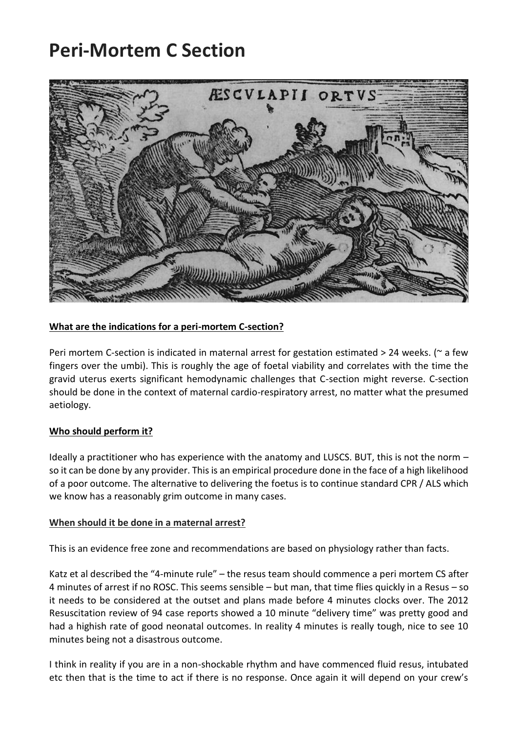# Peri-Mortem C Section

**<u>What are the indications for a peri-mortem C-section?</u>**

Peri mortem C-section is indicated in maternal arrest for gestation estimated > 24 weeks. (~ a few fingers over the umbi). This is roughly the age of foetal viability and correlates with the time the gravid uterus exerts significant hemodynamic challenges that C-section might reverse. C-section should be done in the context of maternal cardio-respiratory arrest, no matter what the presumed aetiology.

**<u>Who should perform it?</u>**

Ideally a practitioner who has experience with the anatomy and LUSCS. BUT, this is not the norm – so it can be done by any provider. This is an empirical procedure done in the face of a high likelihood of a poor outcome. The alternative to delivering the foetus is to continue standard CPR / ALS which we know has a reasonably grim outcome in many cases.

**<u>When should it be done in a maternal arrest?</u>**

This is an evidence free zone and recommendations are based on physiology rather than facts.

Katz et al described the "4-minute rule" – the resus team should commence a peri mortem CS after 4 minutes of arrest if no ROSC. This seems sensible – but man, that time flies quickly in a Resus – so it needs to be considered at the outset and plans made before 4 minutes clocks over. The 2012 Resuscitation review of 94 case reports showed a 10 minute "delivery time" was pretty good and had a highish rate of good neonatal outcomes. In reality 4 minutes is really tough, nice to see 10 minutes being not a disastrous outcome.

I think in reality if you are in a non-shockable rhythm and have commenced fluid resus, intubated etc then that is the time to act if there is no response. Once again it will depend on your crew's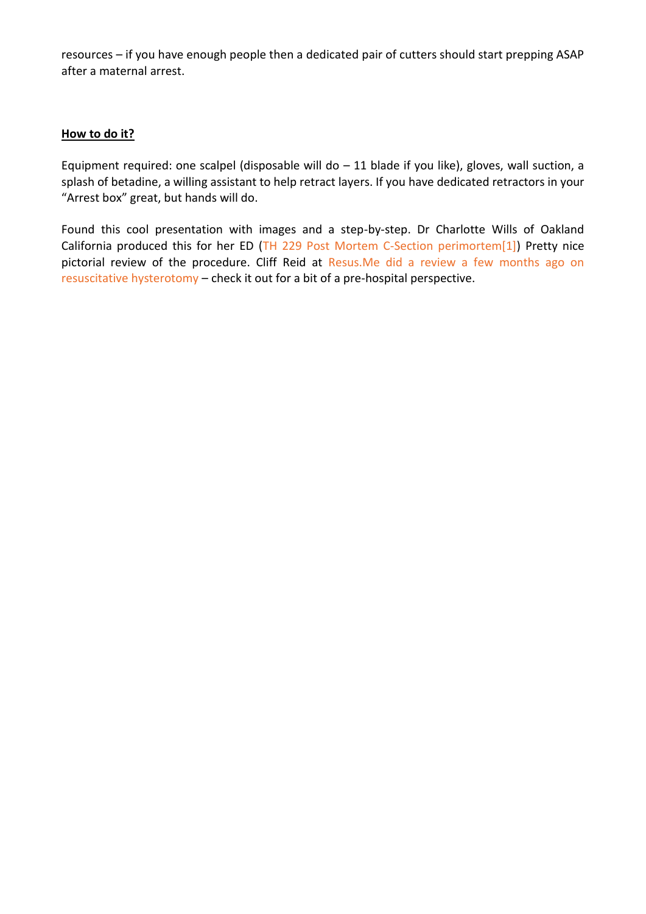resources – if you have enough people then a dedicated pair of cutters should start prepping ASAP after a maternal arrest.

**How to do it?**

Equipment required: one scalpel (disposable will do – 11 blade if you like), gloves, wall suction, a splash of betadine, a willing assistant to help retract layers. If you have dedicated retractors in your "Arrest box" great, but hands will do.

Found this cool presentation with images and a step-by-step. Dr Charlotte Wills of Oakland California produced this for her ED (TH 229 Post Mortem C-Section perimortem[1]) Pretty nice pictorial review of the procedure. Cliff Reid at Resus.Me did a review a few months ago on resuscitative hysterotomy – check it out for a bit of a pre-hospital perspective.